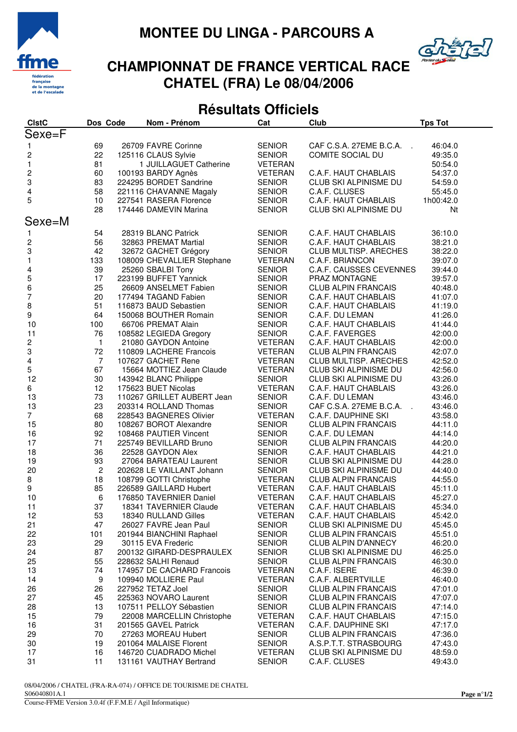# MONTEE DU LINGA - PARCOURS A

## CHAMPIONNAT DE FRANCE VERTICAL RACE
## CHATEL (FRA) Le 08/04/2006

## Résultats Officiels

| ClstC | Dos | Code | Nom - Prénom | Cat | Club | Tps Tot |
|---|---|---|---|---|---|---|
| **Sexe=F** | | | | | | |
| 1 | 69 | 26709 | FAVRE Corinne | SENIOR | CAF C.S.A. 27EME B.C.A. . | 46:04.0 |
| 2 | 22 | 125116 | CLAUS Sylvie | SENIOR | COMITE SOCIAL DU | 49:35.0 |
| 1 | 81 | 1 | JUILLAGUET Catherine | VETERAN | | 50:54.0 |
| 2 | 60 | 100193 | BARDY Agnès | VETERAN | C.A.F. HAUT CHABLAIS | 54:37.0 |
| 3 | 83 | 224295 | BORDET Sandrine | SENIOR | CLUB SKI ALPINISME DU | 54:59.0 |
| 4 | 58 | 221116 | CHAVANNE Magaly | SENIOR | C.A.F. CLUSES | 55:45.0 |
| 5 | 10 | 227541 | RASERA Florence | SENIOR | C.A.F. HAUT CHABLAIS | 1h00:42.0 |
| | 28 | 174446 | DAMEVIN Marina | SENIOR | CLUB SKI ALPINISME DU | Nt |
| **Sexe=M** | | | | | | |
| 1 | 54 | 28319 | BLANC Patrick | SENIOR | C.A.F. HAUT CHABLAIS | 36:10.0 |
| 2 | 56 | 32863 | PREMAT Martial | SENIOR | C.A.F. HAUT CHABLAIS | 38:21.0 |
| 3 | 42 | 32672 | GACHET Grégory | SENIOR | CLUB MULTISP. ARECHES | 38:22.0 |
| 1 | 133 | 108009 | CHEVALLIER Stephane | VETERAN | C.A.F. BRIANCON | 39:07.0 |
| 4 | 39 | 25260 | SBALBI Tony | SENIOR | C.A.F. CAUSSES CEVENNES | 39:44.0 |
| 5 | 17 | 223199 | BUFFET Yannick | SENIOR | PRAZ MONTAGNE | 39:57.0 |
| 6 | 25 | 26609 | ANSELMET Fabien | SENIOR | CLUB ALPIN FRANCAIS | 40:48.0 |
| 7 | 20 | 177494 | TAGAND Fabien | SENIOR | C.A.F. HAUT CHABLAIS | 41:07.0 |
| 8 | 51 | 116873 | BAUD Sebastien | SENIOR | C.A.F. HAUT CHABLAIS | 41:19.0 |
| 9 | 64 | 150068 | BOUTHER Romain | SENIOR | C.A.F. DU LEMAN | 41:26.0 |
| 10 | 100 | 66706 | PREMAT Alain | SENIOR | C.A.F. HAUT CHABLAIS | 41:44.0 |
| 11 | 76 | 108582 | LEGIEDA Gregory | SENIOR | C.A.F. FAVERGES | 42:00.0 |
| 2 | 1 | 21080 | GAYDON Antoine | VETERAN | C.A.F. HAUT CHABLAIS | 42:00.0 |
| 3 | 72 | 110809 | LACHERE Francois | VETERAN | CLUB ALPIN FRANCAIS | 42:07.0 |
| 4 | 7 | 107627 | GACHET Rene | VETERAN | CLUB MULTISP. ARECHES | 42:52.0 |
| 5 | 67 | 15664 | MOTTIEZ Jean Claude | VETERAN | CLUB SKI ALPINISME DU | 42:56.0 |
| 12 | 30 | 143942 | BLANC Philippe | SENIOR | CLUB SKI ALPINISME DU | 43:26.0 |
| 6 | 12 | 175623 | BUET Nicolas | VETERAN | C.A.F. HAUT CHABLAIS | 43:26.0 |
| 13 | 73 | 110267 | GRILLET AUBERT Jean | SENIOR | C.A.F. DU LEMAN | 43:46.0 |
| 13 | 23 | 203314 | ROLLAND Thomas | SENIOR | CAF C.S.A. 27EME B.C.A. . | 43:46.0 |
| 7 | 68 | 228543 | BAGNERES Olivier | VETERAN | C.A.F. DAUPHINE SKI | 43:58.0 |
| 15 | 80 | 108267 | BOROT Alexandre | SENIOR | CLUB ALPIN FRANCAIS | 44:11.0 |
| 16 | 92 | 108468 | PAUTIER Vincent | SENIOR | C.A.F. DU LEMAN | 44:14.0 |
| 17 | 71 | 225749 | BEVILLARD Bruno | SENIOR | CLUB ALPIN FRANCAIS | 44:20.0 |
| 18 | 36 | 22528 | GAYDON Alex | SENIOR | C.A.F. HAUT CHABLAIS | 44:21.0 |
| 19 | 93 | 27064 | BARATEAU Laurent | SENIOR | CLUB SKI ALPINISME DU | 44:28.0 |
| 20 | 2 | 202628 | LE VAILLANT Johann | SENIOR | CLUB SKI ALPINISME DU | 44:40.0 |
| 8 | 18 | 108799 | GOTTI Christophe | VETERAN | CLUB ALPIN FRANCAIS | 44:55.0 |
| 9 | 85 | 226589 | GAILLARD Hubert | VETERAN | C.A.F. HAUT CHABLAIS | 45:11.0 |
| 10 | 6 | 176850 | TAVERNIER Daniel | VETERAN | C.A.F. HAUT CHABLAIS | 45:27.0 |
| 11 | 37 | 18341 | TAVERNIER Claude | VETERAN | C.A.F. HAUT CHABLAIS | 45:34.0 |
| 12 | 53 | 18340 | RULLAND Gilles | VETERAN | C.A.F. HAUT CHABLAIS | 45:42.0 |
| 21 | 47 | 26027 | FAVRE Jean Paul | SENIOR | CLUB SKI ALPINISME DU | 45:45.0 |
| 22 | 101 | 201944 | BIANCHINI Raphael | SENIOR | CLUB ALPIN FRANCAIS | 45:51.0 |
| 23 | 29 | 30115 | EVA Frederic | SENIOR | CLUB ALPIN D'ANNECY | 46:20.0 |
| 24 | 87 | 200132 | GIRARD-DESPRAULEX | SENIOR | CLUB SKI ALPINISME DU | 46:25.0 |
| 25 | 55 | 228632 | SALHI Renaud | SENIOR | CLUB ALPIN FRANCAIS | 46:30.0 |
| 13 | 74 | 174957 | DE CACHARD Francois | VETERAN | C.A.F. ISERE | 46:39.0 |
| 14 | 9 | 109940 | MOLLIERE Paul | VETERAN | C.A.F. ALBERTVILLE | 46:40.0 |
| 26 | 26 | 227952 | TETAZ Joel | SENIOR | CLUB ALPIN FRANCAIS | 47:01.0 |
| 27 | 45 | 225363 | NOVARO Laurent | SENIOR | CLUB ALPIN FRANCAIS | 47:07.0 |
| 28 | 13 | 107511 | PELLOY Sébastien | SENIOR | CLUB ALPIN FRANCAIS | 47:14.0 |
| 15 | 79 | 22008 | MARCELLIN Christophe | VETERAN | C.A.F. HAUT CHABLAIS | 47:15.0 |
| 16 | 31 | 201565 | GAVEL Patrick | VETERAN | C.A.F. DAUPHINE SKI | 47:17.0 |
| 29 | 70 | 27263 | MOREAU Hubert | SENIOR | CLUB ALPIN FRANCAIS | 47:36.0 |
| 30 | 19 | 201064 | MALAISE Florent | SENIOR | A.S.P.T.T. STRASBOURG | 47:43.0 |
| 17 | 16 | 146720 | CUADRADO Michel | VETERAN | CLUB SKI ALPINISME DU | 48:59.0 |
| 31 | 11 | 131161 | VAUTHAY Bertrand | SENIOR | C.A.F. CLUSES | 49:43.0 |

08/04/2006 / CHATEL (FRA-RA-074) / OFFICE DE TOURISME DE CHATEL
S06040801A.1
Course-FFME Version 3.0.4f (F.F.M.E / Agil Informatique)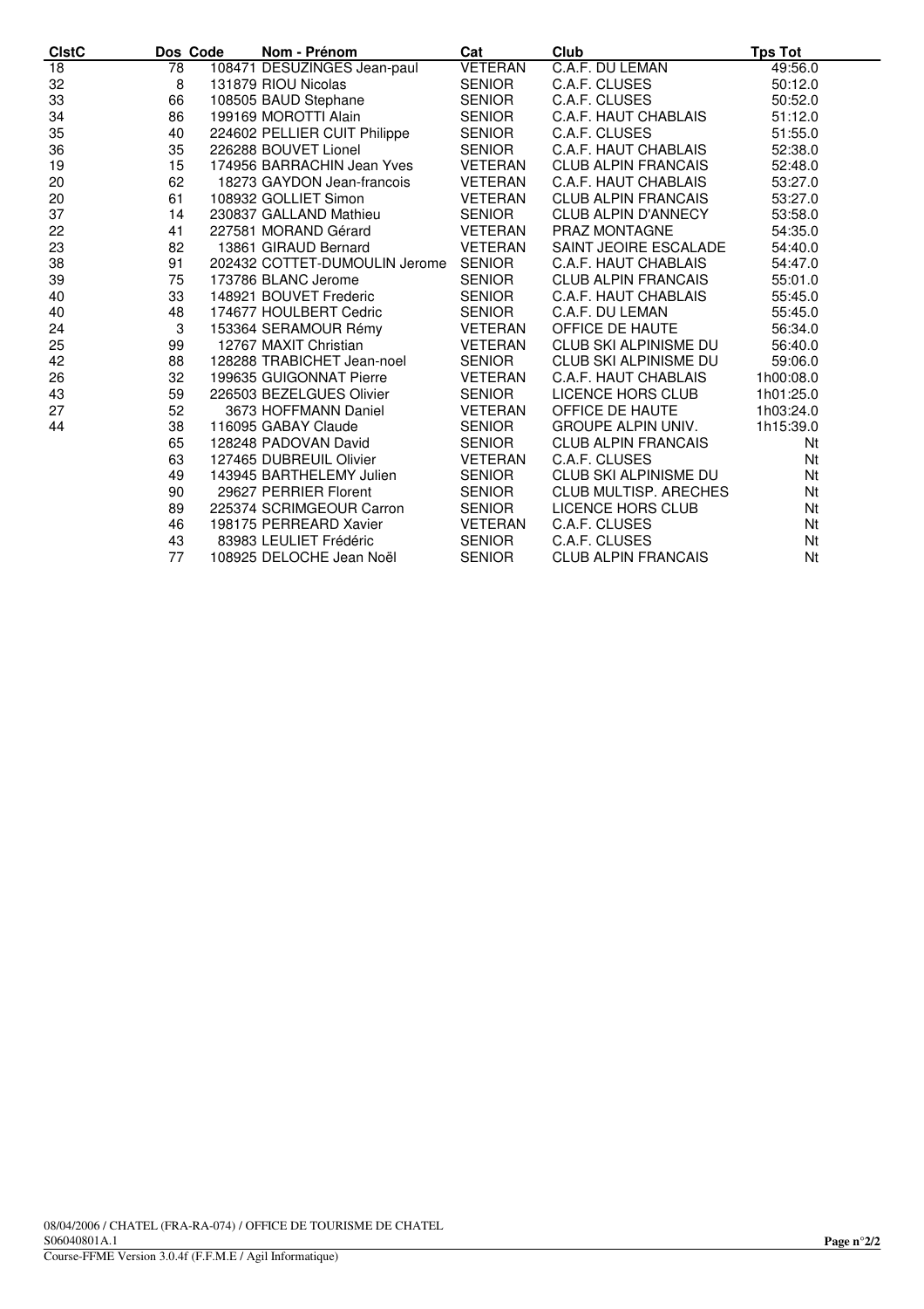| ClstC | Dos | Code | Nom - Prénom | Cat | Club | Tps Tot |
|---|---|---|---|---|---|---|
| 18 | 78 | 108471 | DESUZINGES Jean-paul | VETERAN | C.A.F. DU LEMAN | 49:56.0 |
| 32 | 8 | 131879 | RIOU Nicolas | SENIOR | C.A.F. CLUSES | 50:12.0 |
| 33 | 66 | 108505 | BAUD Stephane | SENIOR | C.A.F. CLUSES | 50:52.0 |
| 34 | 86 | 199169 | MOROTTI Alain | SENIOR | C.A.F. HAUT CHABLAIS | 51:12.0 |
| 35 | 40 | 224602 | PELLIER CUIT Philippe | SENIOR | C.A.F. CLUSES | 51:55.0 |
| 36 | 35 | 226288 | BOUVET Lionel | SENIOR | C.A.F. HAUT CHABLAIS | 52:38.0 |
| 19 | 15 | 174956 | BARRACHIN Jean Yves | VETERAN | CLUB ALPIN FRANCAIS | 52:48.0 |
| 20 | 62 | 18273 | GAYDON Jean-francois | VETERAN | C.A.F. HAUT CHABLAIS | 53:27.0 |
| 20 | 61 | 108932 | GOLLIET Simon | VETERAN | CLUB ALPIN FRANCAIS | 53:27.0 |
| 37 | 14 | 230837 | GALLAND Mathieu | SENIOR | CLUB ALPIN D'ANNECY | 53:58.0 |
| 22 | 41 | 227581 | MORAND Gérard | VETERAN | PRAZ MONTAGNE | 54:35.0 |
| 23 | 82 | 13861 | GIRAUD Bernard | VETERAN | SAINT JEOIRE ESCALADE | 54:40.0 |
| 38 | 91 | 202432 | COTTET-DUMOULIN Jerome | SENIOR | C.A.F. HAUT CHABLAIS | 54:47.0 |
| 39 | 75 | 173786 | BLANC Jerome | SENIOR | CLUB ALPIN FRANCAIS | 55:01.0 |
| 40 | 33 | 148921 | BOUVET Frederic | SENIOR | C.A.F. HAUT CHABLAIS | 55:45.0 |
| 40 | 48 | 174677 | HOULBERT Cedric | SENIOR | C.A.F. DU LEMAN | 55:45.0 |
| 24 | 3 | 153364 | SERAMOUR Rémy | VETERAN | OFFICE DE HAUTE | 56:34.0 |
| 25 | 99 | 12767 | MAXIT Christian | VETERAN | CLUB SKI ALPINISME DU | 56:40.0 |
| 42 | 88 | 128288 | TRABICHET Jean-noel | SENIOR | CLUB SKI ALPINISME DU | 59:06.0 |
| 26 | 32 | 199635 | GUIGONNAT Pierre | VETERAN | C.A.F. HAUT CHABLAIS | 1h00:08.0 |
| 43 | 59 | 226503 | BEZELGUES Olivier | SENIOR | LICENCE HORS CLUB | 1h01:25.0 |
| 27 | 52 | 3673 | HOFFMANN Daniel | VETERAN | OFFICE DE HAUTE | 1h03:24.0 |
| 44 | 38 | 116095 | GABAY Claude | SENIOR | GROUPE ALPIN UNIV. | 1h15:39.0 |
| | 65 | 128248 | PADOVAN David | SENIOR | CLUB ALPIN FRANCAIS | Nt |
| | 63 | 127465 | DUBREUIL Olivier | VETERAN | C.A.F. CLUSES | Nt |
| | 49 | 143945 | BARTHELEMY Julien | SENIOR | CLUB SKI ALPINISME DU | Nt |
| | 90 | 29627 | PERRIER Florent | SENIOR | CLUB MULTISP. ARECHES | Nt |
| | 89 | 225374 | SCRIMGEOUR Carron | SENIOR | LICENCE HORS CLUB | Nt |
| | 46 | 198175 | PERREARD Xavier | VETERAN | C.A.F. CLUSES | Nt |
| | 43 | 83983 | LEULIET Frédéric | SENIOR | C.A.F. CLUSES | Nt |
| | 77 | 108925 | DELOCHE Jean Noël | SENIOR | CLUB ALPIN FRANCAIS | Nt |

08/04/2006 / CHATEL (FRA-RA-074) / OFFICE DE TOURISME DE CHATEL
S06040801A.1
Course-FFME Version 3.0.4f (F.F.M.E / Agil Informatique)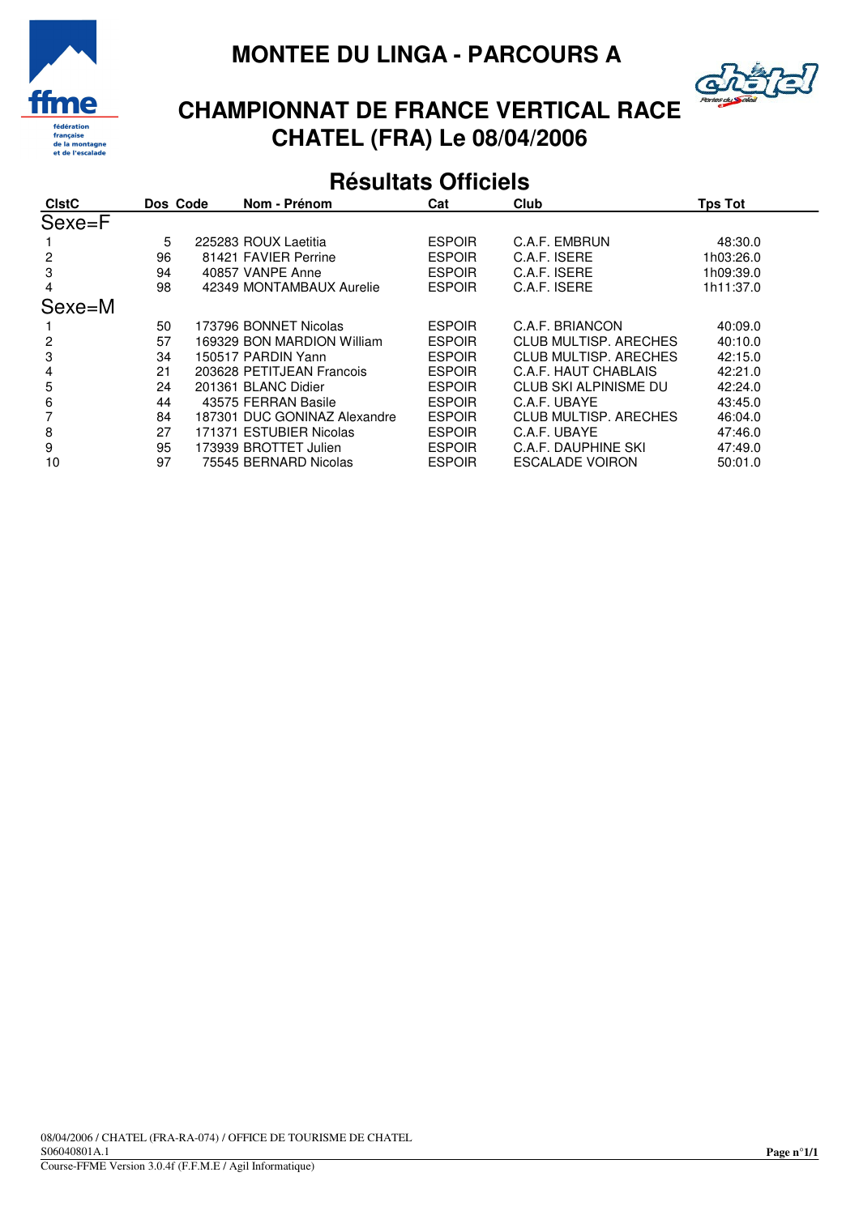# MONTEE DU LINGA - PARCOURS A

## CHAMPIONNAT DE FRANCE VERTICAL RACE
## CHATEL (FRA) Le 08/04/2006

## Résultats Officiels

| ClstC | Dos | Code | Nom - Prénom | Cat | Club | Tps Tot |
|---|---|---|---|---|---|---|
| **Sexe=F** | | | | | | |
| 1 | 5 | 225283 | ROUX Laetitia | ESPOIR | C.A.F. EMBRUN | 48:30.0 |
| 2 | 96 | 81421 | FAVIER Perrine | ESPOIR | C.A.F. ISERE | 1h03:26.0 |
| 3 | 94 | 40857 | VANPE Anne | ESPOIR | C.A.F. ISERE | 1h09:39.0 |
| 4 | 98 | 42349 | MONTAMBAUX Aurelie | ESPOIR | C.A.F. ISERE | 1h11:37.0 |
| **Sexe=M** | | | | | | |
| 1 | 50 | 173796 | BONNET Nicolas | ESPOIR | C.A.F. BRIANCON | 40:09.0 |
| 2 | 57 | 169329 | BON MARDION William | ESPOIR | CLUB MULTISP. ARECHES | 40:10.0 |
| 3 | 34 | 150517 | PARDIN Yann | ESPOIR | CLUB MULTISP. ARECHES | 42:15.0 |
| 4 | 21 | 203628 | PETITJEAN Francois | ESPOIR | C.A.F. HAUT CHABLAIS | 42:21.0 |
| 5 | 24 | 201361 | BLANC Didier | ESPOIR | CLUB SKI ALPINISME DU | 42:24.0 |
| 6 | 44 | 43575 | FERRAN Basile | ESPOIR | C.A.F. UBAYE | 43:45.0 |
| 7 | 84 | 187301 | DUC GONINAZ Alexandre | ESPOIR | CLUB MULTISP. ARECHES | 46:04.0 |
| 8 | 27 | 171371 | ESTUBIER Nicolas | ESPOIR | C.A.F. UBAYE | 47:46.0 |
| 9 | 95 | 173939 | BROTTET Julien | ESPOIR | C.A.F. DAUPHINE SKI | 47:49.0 |
| 10 | 97 | 75545 | BERNARD Nicolas | ESPOIR | ESCALADE VOIRON | 50:01.0 |

08/04/2006 / CHATEL (FRA-RA-074) / OFFICE DE TOURISME DE CHATEL
S06040801A.1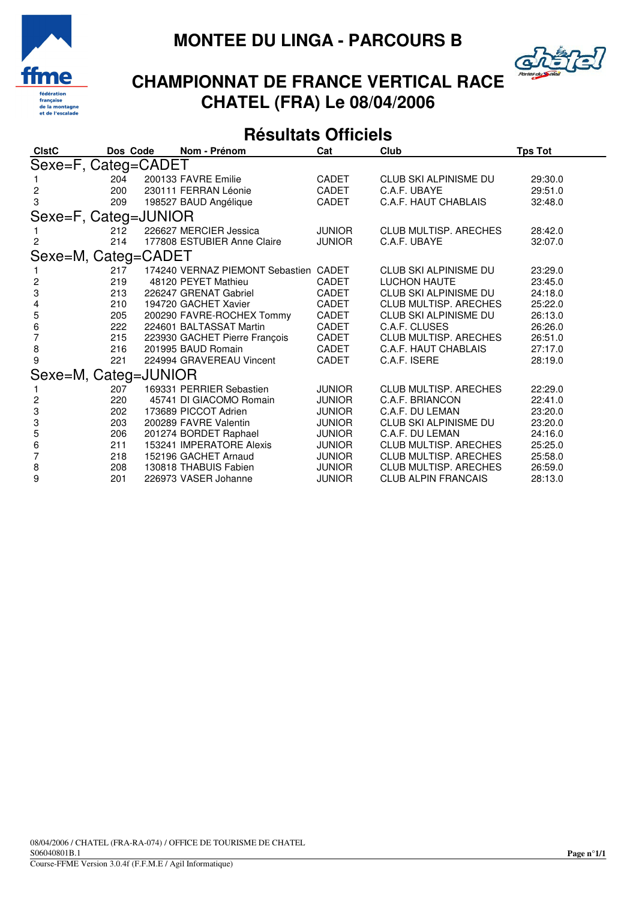# MONTEE DU LINGA - PARCOURS B

## CHAMPIONNAT DE FRANCE VERTICAL RACE
## CHATEL (FRA) Le 08/04/2006

## Résultats Officiels

| ClstC | Dos | Code | Nom - Prénom | Cat | Club | Tps Tot |
|---|---|---|---|---|---|---|
| **Sexe=F, Categ=CADET** | | | | | | |
| 1 | 204 | 200133 | FAVRE Emilie | CADET | CLUB SKI ALPINISME DU | 29:30.0 |
| 2 | 200 | 230111 | FERRAN Léonie | CADET | C.A.F. UBAYE | 29:51.0 |
| 3 | 209 | 198527 | BAUD Angélique | CADET | C.A.F. HAUT CHABLAIS | 32:48.0 |
| **Sexe=F, Categ=JUNIOR** | | | | | | |
| 1 | 212 | 226627 | MERCIER Jessica | JUNIOR | CLUB MULTISP. ARECHES | 28:42.0 |
| 2 | 214 | 177808 | ESTUBIER Anne Claire | JUNIOR | C.A.F. UBAYE | 32:07.0 |
| **Sexe=M, Categ=CADET** | | | | | | |
| 1 | 217 | 174240 | VERNAZ PIEMONT Sebastien | CADET | CLUB SKI ALPINISME DU | 23:29.0 |
| 2 | 219 | 48120 | PEYET Mathieu | CADET | LUCHON HAUTE | 23:45.0 |
| 3 | 213 | 226247 | GRENAT Gabriel | CADET | CLUB SKI ALPINISME DU | 24:18.0 |
| 4 | 210 | 194720 | GACHET Xavier | CADET | CLUB MULTISP. ARECHES | 25:22.0 |
| 5 | 205 | 200290 | FAVRE-ROCHEX Tommy | CADET | CLUB SKI ALPINISME DU | 26:13.0 |
| 6 | 222 | 224601 | BALTASSAT Martin | CADET | C.A.F. CLUSES | 26:26.0 |
| 7 | 215 | 223930 | GACHET Pierre François | CADET | CLUB MULTISP. ARECHES | 26:51.0 |
| 8 | 216 | 201995 | BAUD Romain | CADET | C.A.F. HAUT CHABLAIS | 27:17.0 |
| 9 | 221 | 224994 | GRAVEREAU Vincent | CADET | C.A.F. ISERE | 28:19.0 |
| **Sexe=M, Categ=JUNIOR** | | | | | | |
| 1 | 207 | 169331 | PERRIER Sebastien | JUNIOR | CLUB MULTISP. ARECHES | 22:29.0 |
| 2 | 220 | 45741 | DI GIACOMO Romain | JUNIOR | C.A.F. BRIANCON | 22:41.0 |
| 3 | 202 | 173689 | PICCOT Adrien | JUNIOR | C.A.F. DU LEMAN | 23:20.0 |
| 3 | 203 | 200289 | FAVRE Valentin | JUNIOR | CLUB SKI ALPINISME DU | 23:20.0 |
| 5 | 206 | 201274 | BORDET Raphael | JUNIOR | C.A.F. DU LEMAN | 24:16.0 |
| 6 | 211 | 153241 | IMPERATORE Alexis | JUNIOR | CLUB MULTISP. ARECHES | 25:25.0 |
| 7 | 218 | 152196 | GACHET Arnaud | JUNIOR | CLUB MULTISP. ARECHES | 25:58.0 |
| 8 | 208 | 130818 | THABUIS Fabien | JUNIOR | CLUB MULTISP. ARECHES | 26:59.0 |
| 9 | 201 | 226973 | VASER Johanne | JUNIOR | CLUB ALPIN FRANCAIS | 28:13.0 |

08/04/2006 / CHATEL (FRA-RA-074) / OFFICE DE TOURISME DE CHATEL
S06040801B.1
Course-FFME Version 3.0.4f (F.F.M.E / Agil Informatique)